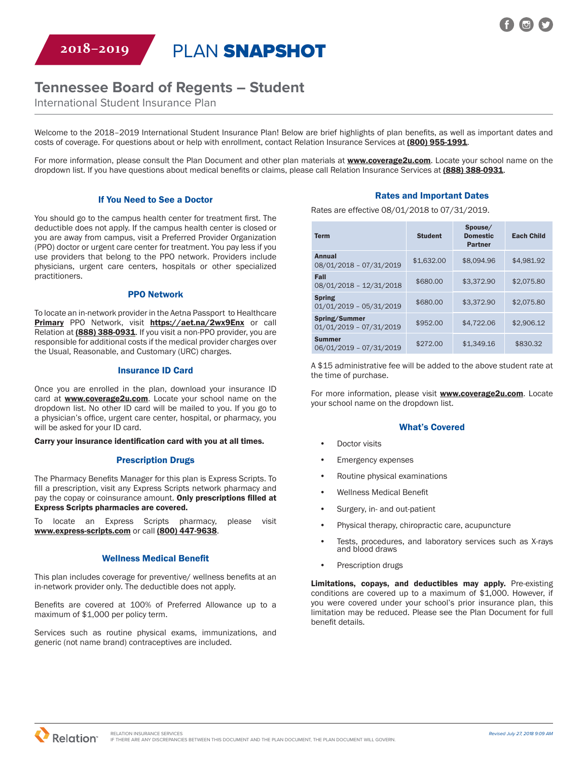2018–2019

# PLAN **SNAPSHOT**

## Tennessee Board of Regents – Student

International Student Insurance Plan

Welcome to the 2018–2019 International Student Insurance Plan! Below are brief highlights of plan benefits, as well as important dates and costs of coverage. For questions about or help with enrollment, contact Relation Insurance Services at **(800) 955-1991**.

For more information, please consult the Plan Document and other plan materials at **www.coverage2u.com**. Locate your school name on the dropdown list. If you have questions about medical benefits or claims, please call Relation Insurance Services at **(888) 388-0931**.

### If You Need to See a Doctor

You should go to the campus health center for treatment first. The deductible does not apply. If the campus health center is closed or you are away from campus, visit a Preferred Provider Organization (PPO) doctor or urgent care center for treatment. You pay less if you use providers that belong to the PPO network. Providers include physicians, urgent care centers, hospitals or other specialized practitioners.

### PPO Network

To locate an in-network provider in the Aetna Passport to Healthcare **Primary** PPO Network, visit **https://aet.na/2wx9Enx** or call Relation at **(888) 388-0931**. If you visit a non-PPO provider, you are responsible for additional costs if the medical provider charges over the Usual, Reasonable, and Customary (URC) charges.

### Insurance ID Card

Once you are enrolled in the plan, download your insurance ID card at **www.coverage2u.com**. Locate your school name on the dropdown list. No other ID card will be mailed to you. If you go to a physician's office, urgent care center, hospital, or pharmacy, you will be asked for your ID card.

**Carry your insurance identification card with you at all times.**

### Prescription Drugs

The Pharmacy Benefits Manager for this plan is Express Scripts. To fill a prescription, visit any Express Scripts network pharmacy and pay the copay or coinsurance amount. **Only prescriptions filled at Express Scripts pharmacies are covered.**

To locate an Express Scripts pharmacy, please visit **www.express-scripts.com** or call **(800) 447-9638**.

### Wellness Medical Benefit

This plan includes coverage for preventive/ wellness benefits at an in-network provider only. The deductible does not apply.

Benefits are covered at 100% of Preferred Allowance up to a maximum of $1,000 per policy term.

Services such as routine physical exams, immunizations, and generic (not name brand) contraceptives are included.

### Rates and Important Dates

Rates are effective 08/01/2018 to 07/31/2019.

| Term | Student | Spouse/ Domestic Partner | Each Child |
|---|---|---|---|
| **Annual** 08/01/2018 – 07/31/2019 | $1,632.00 | $8,094.96 | $4,981.92 |
| **Fall** 08/01/2018 – 12/31/2018 | $680.00 | $3,372.90 | $2,075.80 |
| **Spring** 01/01/2019 – 05/31/2019 | $680.00 | $3,372.90 | $2,075.80 |
| **Spring/Summer** 01/01/2019 – 07/31/2019 | $952.00 | $4,722.06 | $2,906.12 |
| **Summer** 06/01/2019 – 07/31/2019 | $272.00 | $1,349.16 | $830.32 |

A $15 administrative fee will be added to the above student rate at the time of purchase.

For more information, please visit **www.coverage2u.com**. Locate your school name on the dropdown list.

### What's Covered

- Doctor visits
- Emergency expenses
- Routine physical examinations
- Wellness Medical Benefit
- Surgery, in- and out-patient
- Physical therapy, chiropractic care, acupuncture
- Tests, procedures, and laboratory services such as X-rays and blood draws
- Prescription drugs

**Limitations, copays, and deductibles may apply.** Pre-existing conditions are covered up to a maximum of $1,000. However, if you were covered under your school's prior insurance plan, this limitation may be reduced. Please see the Plan Document for full benefit details.

RELATION INSURANCE SERVICES
IF THERE ARE ANY DISCREPANCIES BETWEEN THIS DOCUMENT AND THE PLAN DOCUMENT, THE PLAN DOCUMENT WILL GOVERN.

*Revised July 27, 2018 9:09 AM*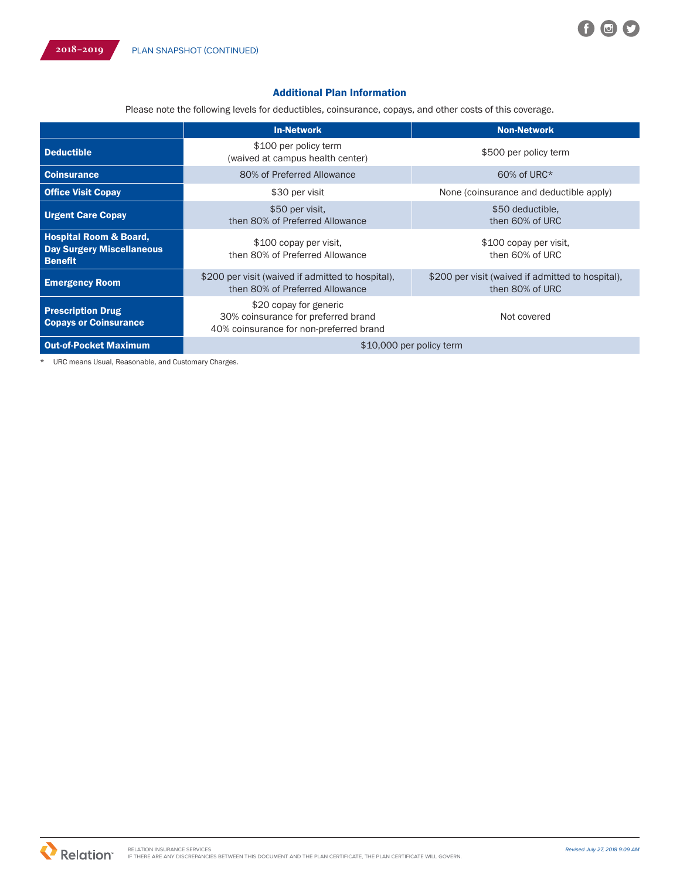## Additional Plan Information

Please note the following levels for deductibles, coinsurance, copays, and other costs of this coverage.

| | In-Network | Non-Network |
|---|---|---|
| **Deductible** | $100 per policy term (waived at campus health center) | $500 per policy term |
| **Coinsurance** | 80% of Preferred Allowance | 60% of URC* |
| **Office Visit Copay** | $30 per visit | None (coinsurance and deductible apply) |
| **Urgent Care Copay** | $50 per visit, then 80% of Preferred Allowance | $50 deductible, then 60% of URC |
| **Hospital Room & Board, Day Surgery Miscellaneous Benefit** | $100 copay per visit, then 80% of Preferred Allowance | $100 copay per visit, then 60% of URC |
| **Emergency Room** | $200 per visit (waived if admitted to hospital), then 80% of Preferred Allowance | $200 per visit (waived if admitted to hospital), then 80% of URC |
| **Prescription Drug Copays or Coinsurance** | $20 copay for generic<br>30% coinsurance for preferred brand<br>40% coinsurance for non-preferred brand | Not covered |
| **Out-of-Pocket Maximum** | $10,000 per policy term | |

\* URC means Usual, Reasonable, and Customary Charges.

RELATION INSURANCE SERVICES
IF THERE ARE ANY DISCREPANCIES BETWEEN THIS DOCUMENT AND THE PLAN CERTIFICATE, THE PLAN CERTIFICATE WILL GOVERN.

*Revised July 27, 2018 9:09 AM*